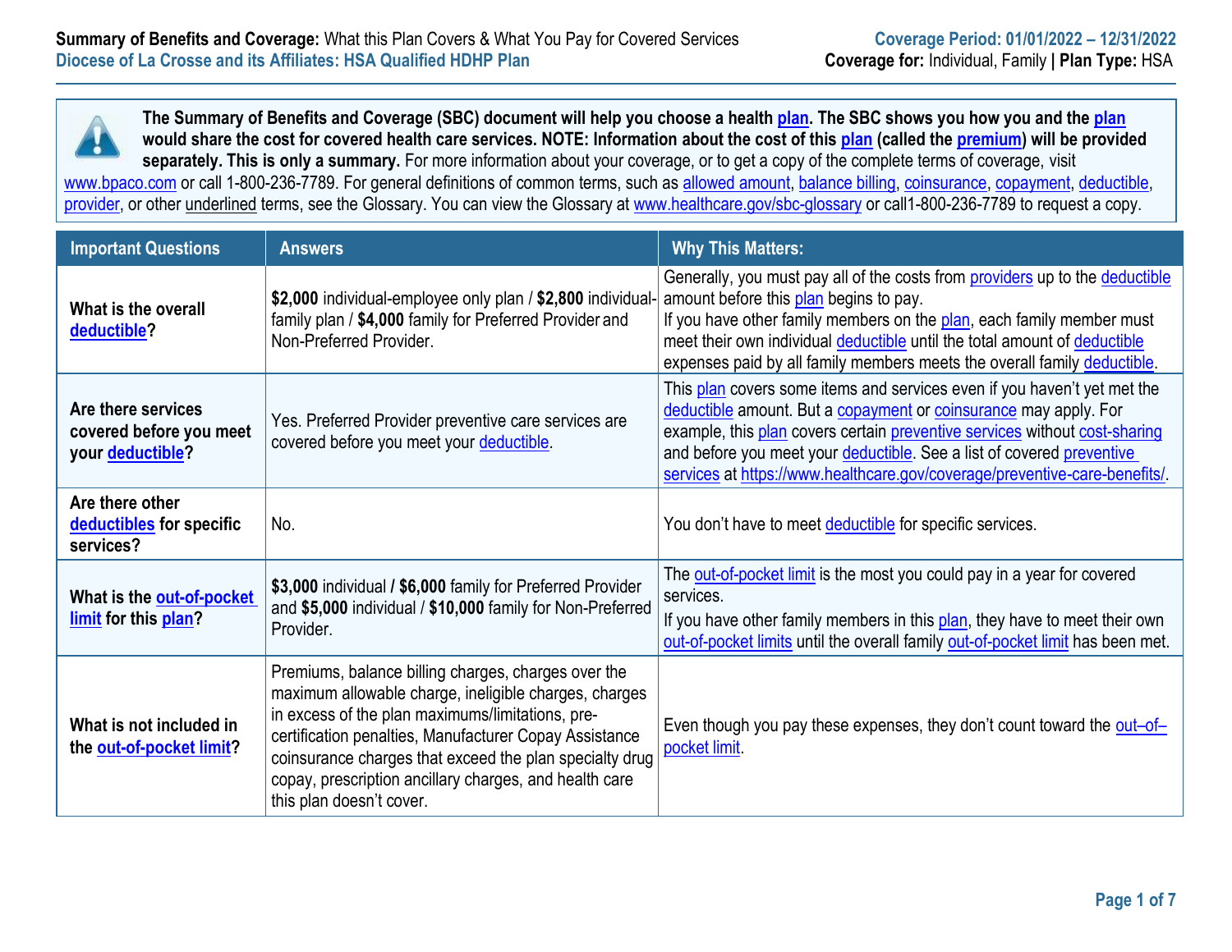**Summary of Benefits and Coverage:** What this Plan Covers & What You Pay for Covered Services
**Diocese of La Crosse and its Affiliates: HSA Qualified HDHP Plan**

**Coverage Period: 01/01/2022 – 12/31/2022**
**Coverage for:** Individual, Family | **Plan Type:** HSA

**The Summary of Benefits and Coverage (SBC) document will help you choose a health plan. The SBC shows you how you and the plan would share the cost for covered health care services. NOTE: Information about the cost of this plan (called the premium) will be provided separately. This is only a summary.** For more information about your coverage, or to get a copy of the complete terms of coverage, visit www.bpaco.com or call 1-800-236-7789. For general definitions of common terms, such as allowed amount, balance billing, coinsurance, copayment, deductible, provider, or other underlined terms, see the Glossary. You can view the Glossary at www.healthcare.gov/sbc-glossary or call1-800-236-7789 to request a copy.

| Important Questions | Answers | Why This Matters: |
|---|---|---|
| **What is the overall deductible?** | **$2,000** individual-employee only plan / **$2,800** individual-family plan / **$4,000** family for Preferred Provider and Non-Preferred Provider. | Generally, you must pay all of the costs from providers up to the deductible amount before this plan begins to pay. If you have other family members on the plan, each family member must meet their own individual deductible until the total amount of deductible expenses paid by all family members meets the overall family deductible. |
| **Are there services covered before you meet your deductible?** | Yes. Preferred Provider preventive care services are covered before you meet your deductible. | This plan covers some items and services even if you haven't yet met the deductible amount. But a copayment or coinsurance may apply. For example, this plan covers certain preventive services without cost-sharing and before you meet your deductible. See a list of covered preventive services at https://www.healthcare.gov/coverage/preventive-care-benefits/. |
| **Are there other deductibles for specific services?** | No. | You don't have to meet deductible for specific services. |
| **What is the out-of-pocket limit for this plan?** | **$3,000** individual **/ $6,000** family for Preferred Provider and **$5,000** individual / **$10,000** family for Non-Preferred Provider. | The out-of-pocket limit is the most you could pay in a year for covered services. If you have other family members in this plan, they have to meet their own out-of-pocket limits until the overall family out-of-pocket limit has been met. |
| **What is not included in the out-of-pocket limit?** | Premiums, balance billing charges, charges over the maximum allowable charge, ineligible charges, charges in excess of the plan maximums/limitations, pre-certification penalties, Manufacturer Copay Assistance coinsurance charges that exceed the plan specialty drug copay, prescription ancillary charges, and health care this plan doesn't cover. | Even though you pay these expenses, they don't count toward the out–of–pocket limit. |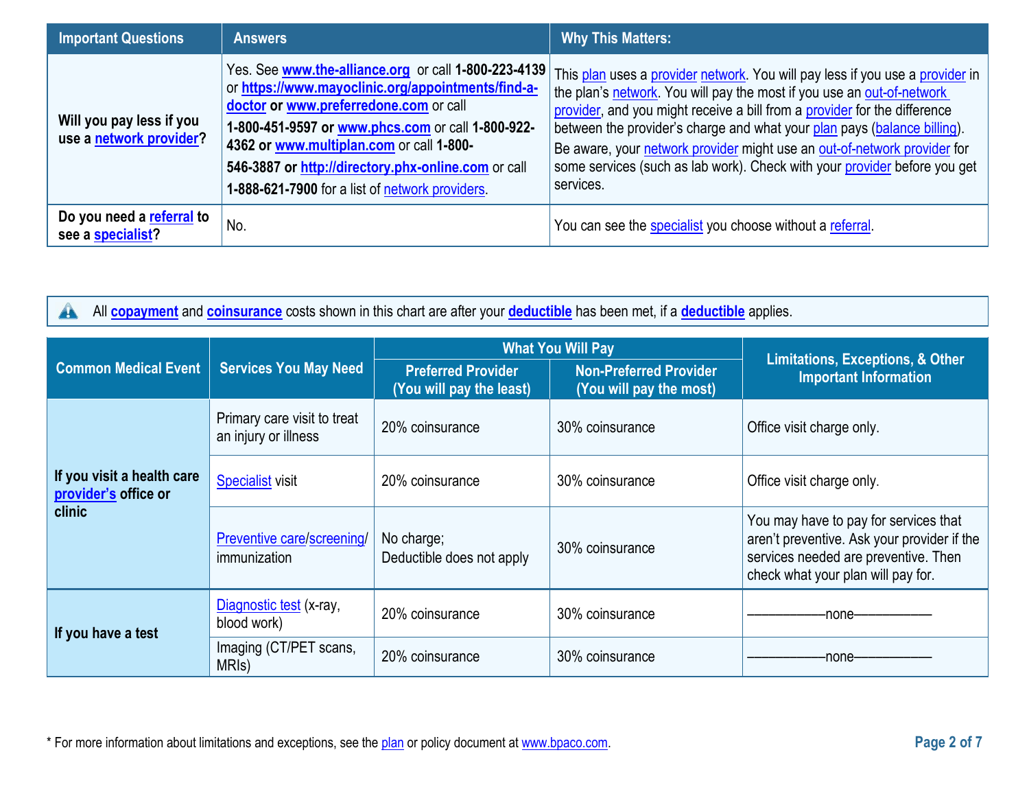| Important Questions | Answers | Why This Matters: |
|---|---|---|
| **Will you pay less if you use a network provider?** | Yes. See **www.the-alliance.org** or call **1-800-223-4139** or **https://www.mayoclinic.org/appointments/find-a-doctor** or **www.preferredone.com** or call **1-800-451-9597** or **www.phcs.com** or call **1-800-922-4362** or **www.multiplan.com** or call **1-800-546-3887** or **http://directory.phx-online.com** or call **1-888-621-7900** for a list of network providers. | This plan uses a provider network. You will pay less if you use a provider in the plan's network. You will pay the most if you use an out-of-network provider, and you might receive a bill from a provider for the difference between the provider's charge and what your plan pays (balance billing). Be aware, your network provider might use an out-of-network provider for some services (such as lab work). Check with your provider before you get services. |
| **Do you need a referral to see a specialist?** | No. | You can see the specialist you choose without a referral. |

All **copayment** and **coinsurance** costs shown in this chart are after your **deductible** has been met, if a **deductible** applies.

| Common Medical Event | Services You May Need | What You Will Pay | | Limitations, Exceptions, & Other Important Information |
|---|---|---|---|---|
| | | Preferred Provider (You will pay the least) | Non-Preferred Provider (You will pay the most) | |
| **If you visit a health care provider's office or clinic** | Primary care visit to treat an injury or illness | 20% coinsurance | 30% coinsurance | Office visit charge only. |
| | Specialist visit | 20% coinsurance | 30% coinsurance | Office visit charge only. |
| | Preventive care/screening/ immunization | No charge; Deductible does not apply | 30% coinsurance | You may have to pay for services that aren't preventive. Ask your provider if the services needed are preventive. Then check what your plan will pay for. |
| **If you have a test** | Diagnostic test (x-ray, blood work) | 20% coinsurance | 30% coinsurance | ——————none—————— |
| | Imaging (CT/PET scans, MRIs) | 20% coinsurance | 30% coinsurance | ——————none—————— |

* For more information about limitations and exceptions, see the plan or policy document at www.bpaco.com.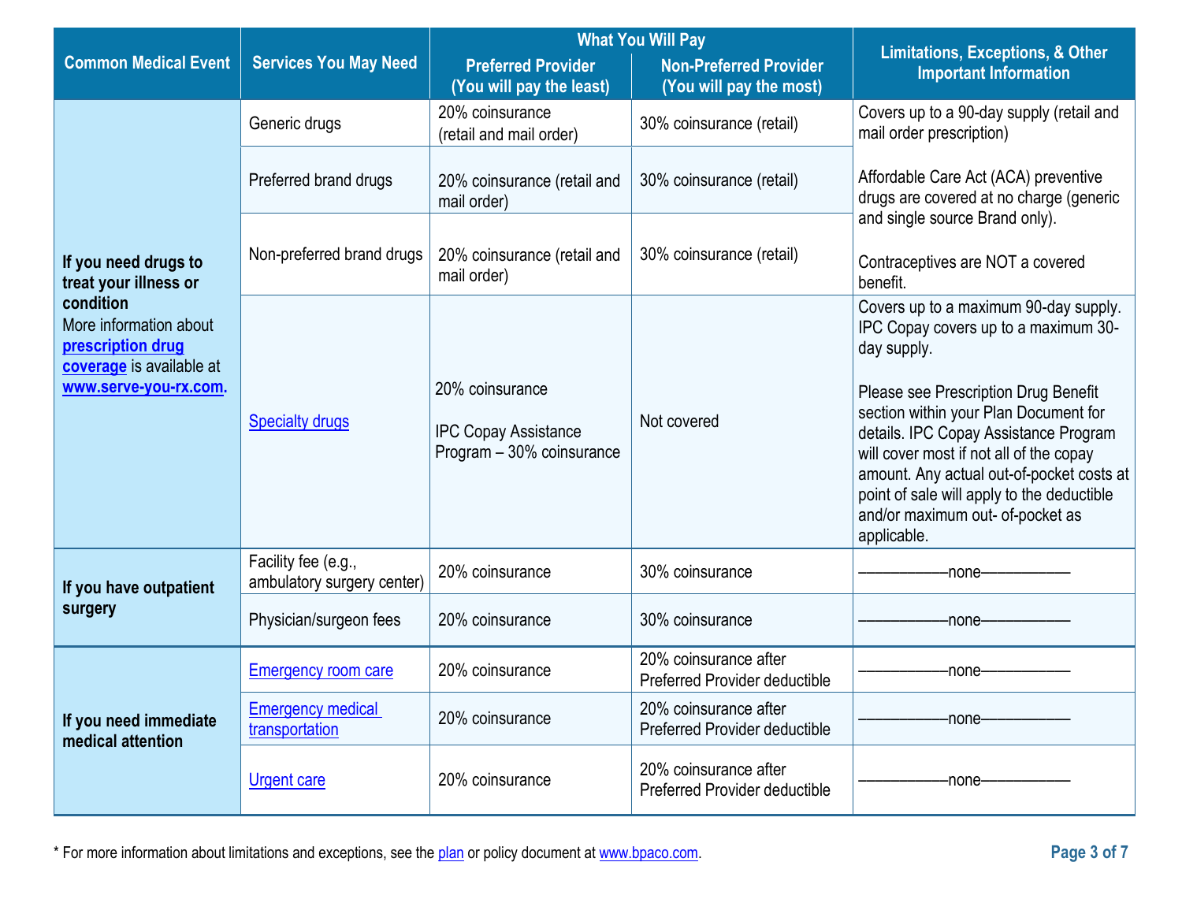| Common Medical Event | Services You May Need | What You Will Pay | | Limitations, Exceptions, & Other Important Information |
|---|---|---|---|---|
| | | Preferred Provider (You will pay the least) | Non-Preferred Provider (You will pay the most) | |
| **If you need drugs to treat your illness or condition** More information about **prescription drug coverage** is available at **www.serve-you-rx.com**. | Generic drugs | 20% coinsurance (retail and mail order) | 30% coinsurance (retail) | Covers up to a 90-day supply (retail and mail order prescription)<br><br>Affordable Care Act (ACA) preventive drugs are covered at no charge (generic and single source Brand only).<br><br>Contraceptives are NOT a covered benefit. |
| | Preferred brand drugs | 20% coinsurance (retail and mail order) | 30% coinsurance (retail) | |
| | Non-preferred brand drugs | 20% coinsurance (retail and mail order) | 30% coinsurance (retail) | |
| | Specialty drugs | 20% coinsurance<br><br>IPC Copay Assistance Program – 30% coinsurance | Not covered | Covers up to a maximum 90-day supply. IPC Copay covers up to a maximum 30-day supply.<br><br>Please see Prescription Drug Benefit section within your Plan Document for details. IPC Copay Assistance Program will cover most if not all of the copay amount. Any actual out-of-pocket costs at point of sale will apply to the deductible and/or maximum out- of-pocket as applicable. |
| **If you have outpatient surgery** | Facility fee (e.g., ambulatory surgery center) | 20% coinsurance | 30% coinsurance | ———————none——————— |
| | Physician/surgeon fees | 20% coinsurance | 30% coinsurance | ———————none——————— |
| **If you need immediate medical attention** | Emergency room care | 20% coinsurance | 20% coinsurance after Preferred Provider deductible | ———————none——————— |
| | Emergency medical transportation | 20% coinsurance | 20% coinsurance after Preferred Provider deductible | ———————none——————— |
| | Urgent care | 20% coinsurance | 20% coinsurance after Preferred Provider deductible | ———————none——————— |

* For more information about limitations and exceptions, see the plan or policy document at www.bpaco.com.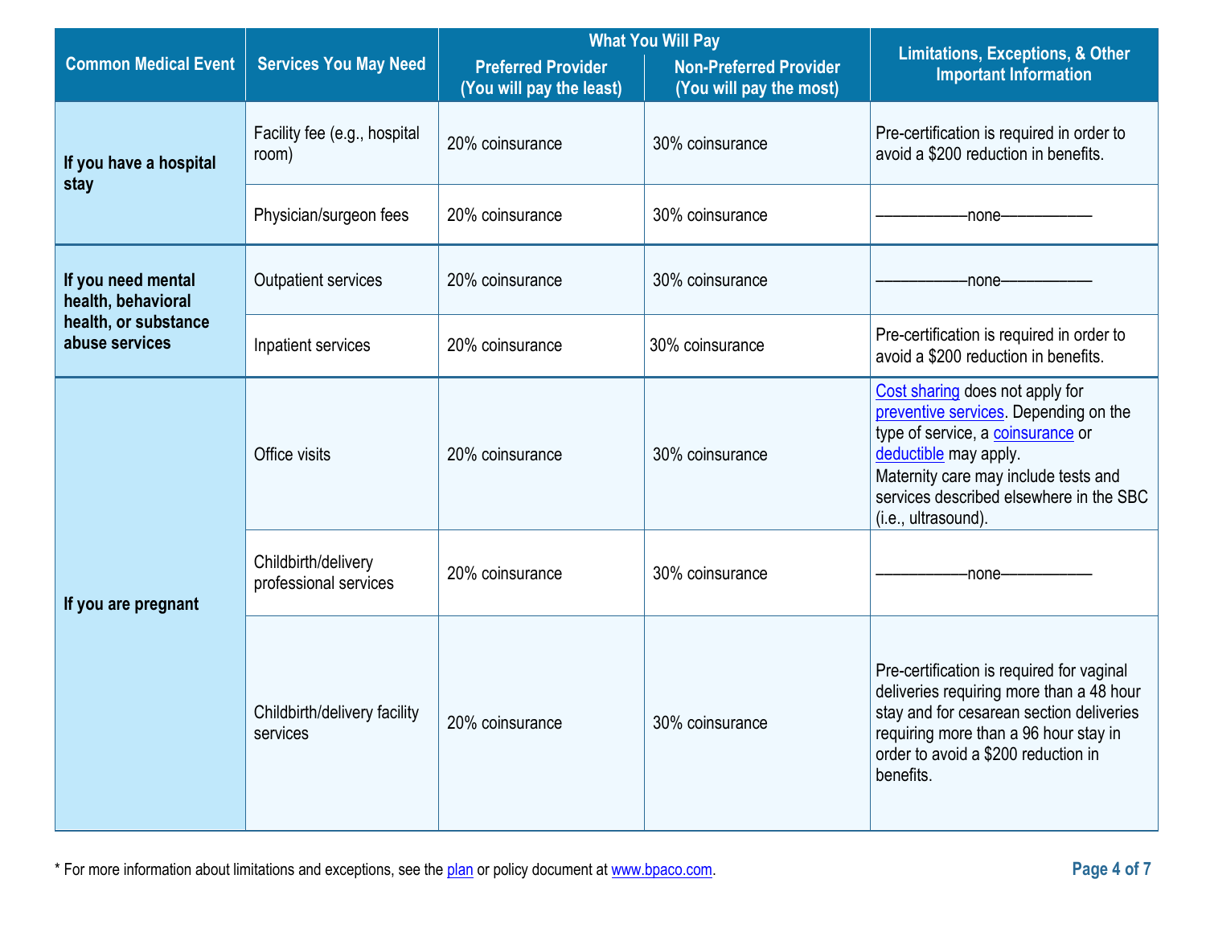| Common Medical Event | Services You May Need | What You Will Pay | | Limitations, Exceptions, & Other Important Information |
|---|---|---|---|---|
| | | Preferred Provider (You will pay the least) | Non-Preferred Provider (You will pay the most) | |
| If you have a hospital stay | Facility fee (e.g., hospital room) | 20% coinsurance | 30% coinsurance | Pre-certification is required in order to avoid a $200 reduction in benefits. |
| | Physician/surgeon fees | 20% coinsurance | 30% coinsurance | ———————none——————— |
| If you need mental health, behavioral health, or substance abuse services | Outpatient services | 20% coinsurance | 30% coinsurance | ———————none——————— |
| | Inpatient services | 20% coinsurance | 30% coinsurance | Pre-certification is required in order to avoid a $200 reduction in benefits. |
| If you are pregnant | Office visits | 20% coinsurance | 30% coinsurance | Cost sharing does not apply for preventive services. Depending on the type of service, a coinsurance or deductible may apply. Maternity care may include tests and services described elsewhere in the SBC (i.e., ultrasound). |
| | Childbirth/delivery professional services | 20% coinsurance | 30% coinsurance | ———————none——————— |
| | Childbirth/delivery facility services | 20% coinsurance | 30% coinsurance | Pre-certification is required for vaginal deliveries requiring more than a 48 hour stay and for cesarean section deliveries requiring more than a 96 hour stay in order to avoid a $200 reduction in benefits. |

* For more information about limitations and exceptions, see the plan or policy document at www.bpaco.com.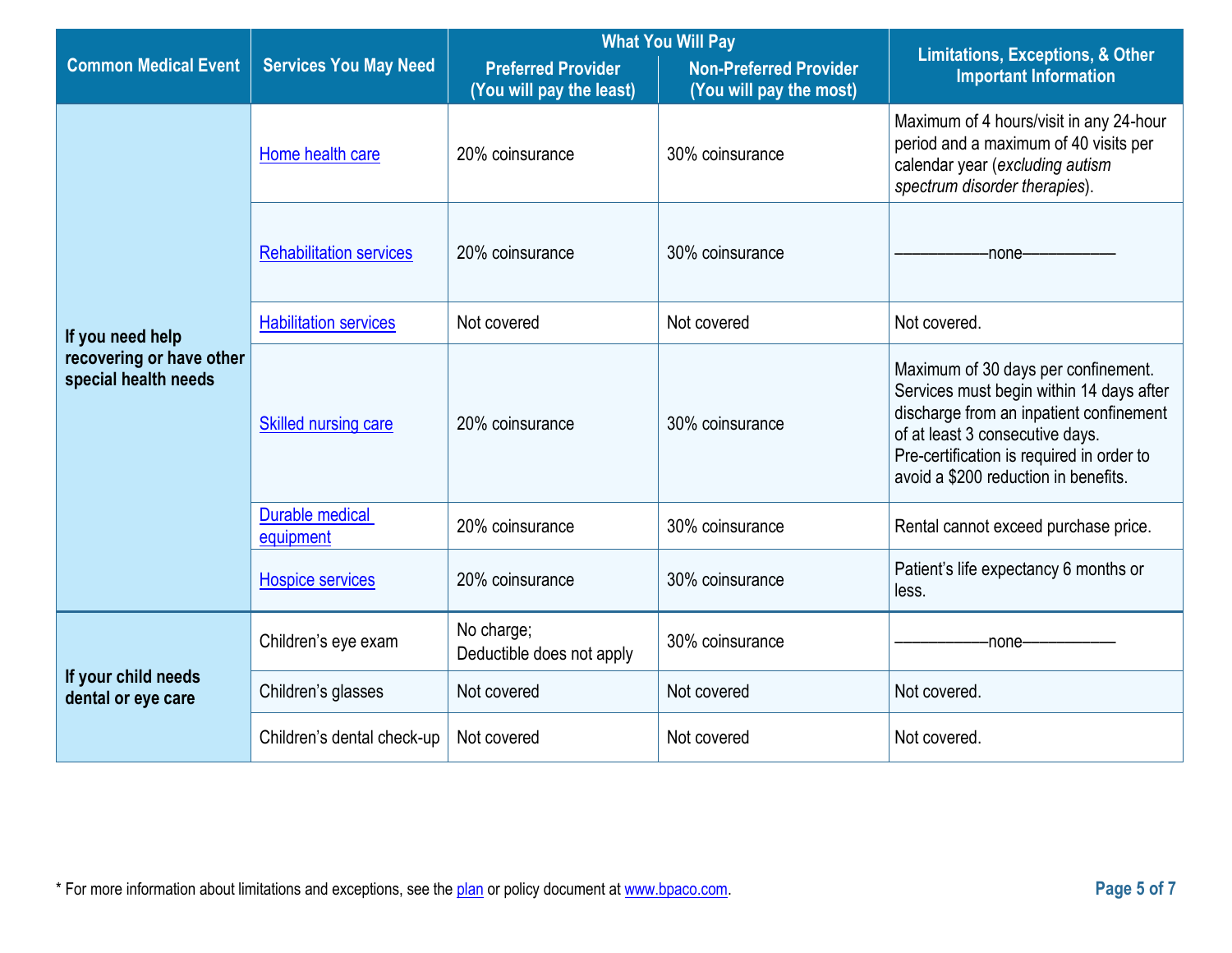| Common Medical Event | Services You May Need | What You Will Pay | | Limitations, Exceptions, & Other Important Information |
|---|---|---|---|---|
| | | Preferred Provider (You will pay the least) | Non-Preferred Provider (You will pay the most) | |
| If you need help recovering or have other special health needs | Home health care | 20% coinsurance | 30% coinsurance | Maximum of 4 hours/visit in any 24-hour period and a maximum of 40 visits per calendar year (*excluding autism spectrum disorder therapies*). |
| | Rehabilitation services | 20% coinsurance | 30% coinsurance | ––––––––––––none–––––––––––– |
| | Habilitation services | Not covered | Not covered | Not covered. |
| | Skilled nursing care | 20% coinsurance | 30% coinsurance | Maximum of 30 days per confinement. Services must begin within 14 days after discharge from an inpatient confinement of at least 3 consecutive days. Pre-certification is required in order to avoid a $200 reduction in benefits. |
| | Durable medical equipment | 20% coinsurance | 30% coinsurance | Rental cannot exceed purchase price. |
| | Hospice services | 20% coinsurance | 30% coinsurance | Patient's life expectancy 6 months or less. |
| If your child needs dental or eye care | Children's eye exam | No charge; Deductible does not apply | 30% coinsurance | ––––––––––––none–––––––––––– |
| | Children's glasses | Not covered | Not covered | Not covered. |
| | Children's dental check-up | Not covered | Not covered | Not covered. |

* For more information about limitations and exceptions, see the plan or policy document at www.bpaco.com.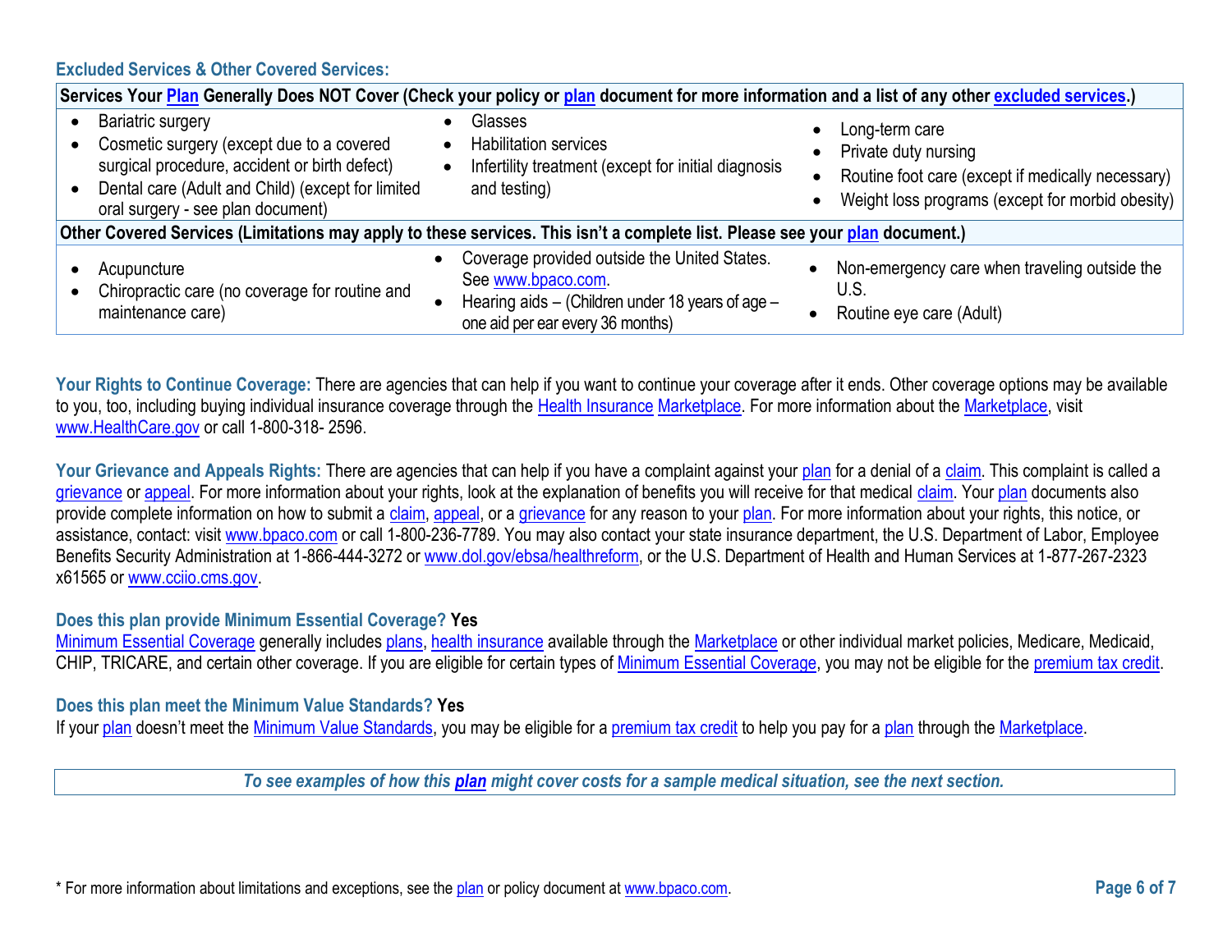### Excluded Services & Other Covered Services:

| Services Your Plan Generally Does NOT Cover (Check your policy or plan document for more information and a list of any other excluded services.) | | |
|---|---|---|
| • Bariatric surgery<br>• Cosmetic surgery (except due to a covered surgical procedure, accident or birth defect)<br>• Dental care (Adult and Child) (except for limited oral surgery - see plan document) | • Glasses<br>• Habilitation services<br>• Infertility treatment (except for initial diagnosis and testing) | • Long-term care<br>• Private duty nursing<br>• Routine foot care (except if medically necessary)<br>• Weight loss programs (except for morbid obesity) |

| Other Covered Services (Limitations may apply to these services. This isn't a complete list. Please see your plan document.) | | |
|---|---|---|
| • Acupuncture<br>• Chiropractic care (no coverage for routine and maintenance care) | • Coverage provided outside the United States. See www.bpaco.com.<br>• Hearing aids – (Children under 18 years of age – one aid per ear every 36 months) | • Non-emergency care when traveling outside the U.S.<br>• Routine eye care (Adult) |

**Your Rights to Continue Coverage:** There are agencies that can help if you want to continue your coverage after it ends. Other coverage options may be available to you, too, including buying individual insurance coverage through the Health Insurance Marketplace. For more information about the Marketplace, visit www.HealthCare.gov or call 1-800-318- 2596.

**Your Grievance and Appeals Rights:** There are agencies that can help if you have a complaint against your plan for a denial of a claim. This complaint is called a grievance or appeal. For more information about your rights, look at the explanation of benefits you will receive for that medical claim. Your plan documents also provide complete information on how to submit a claim, appeal, or a grievance for any reason to your plan. For more information about your rights, this notice, or assistance, contact: visit www.bpaco.com or call 1-800-236-7789. You may also contact your state insurance department, the U.S. Department of Labor, Employee Benefits Security Administration at 1-866-444-3272 or www.dol.gov/ebsa/healthreform, or the U.S. Department of Health and Human Services at 1-877-267-2323 x61565 or www.cciio.cms.gov.

**Does this plan provide Minimum Essential Coverage? Yes**

Minimum Essential Coverage generally includes plans, health insurance available through the Marketplace or other individual market policies, Medicare, Medicaid, CHIP, TRICARE, and certain other coverage. If you are eligible for certain types of Minimum Essential Coverage, you may not be eligible for the premium tax credit.

**Does this plan meet the Minimum Value Standards? Yes**

If your plan doesn't meet the Minimum Value Standards, you may be eligible for a premium tax credit to help you pay for a plan through the Marketplace.

***To see examples of how this plan might cover costs for a sample medical situation, see the next section.***

* For more information about limitations and exceptions, see the plan or policy document at www.bpaco.com.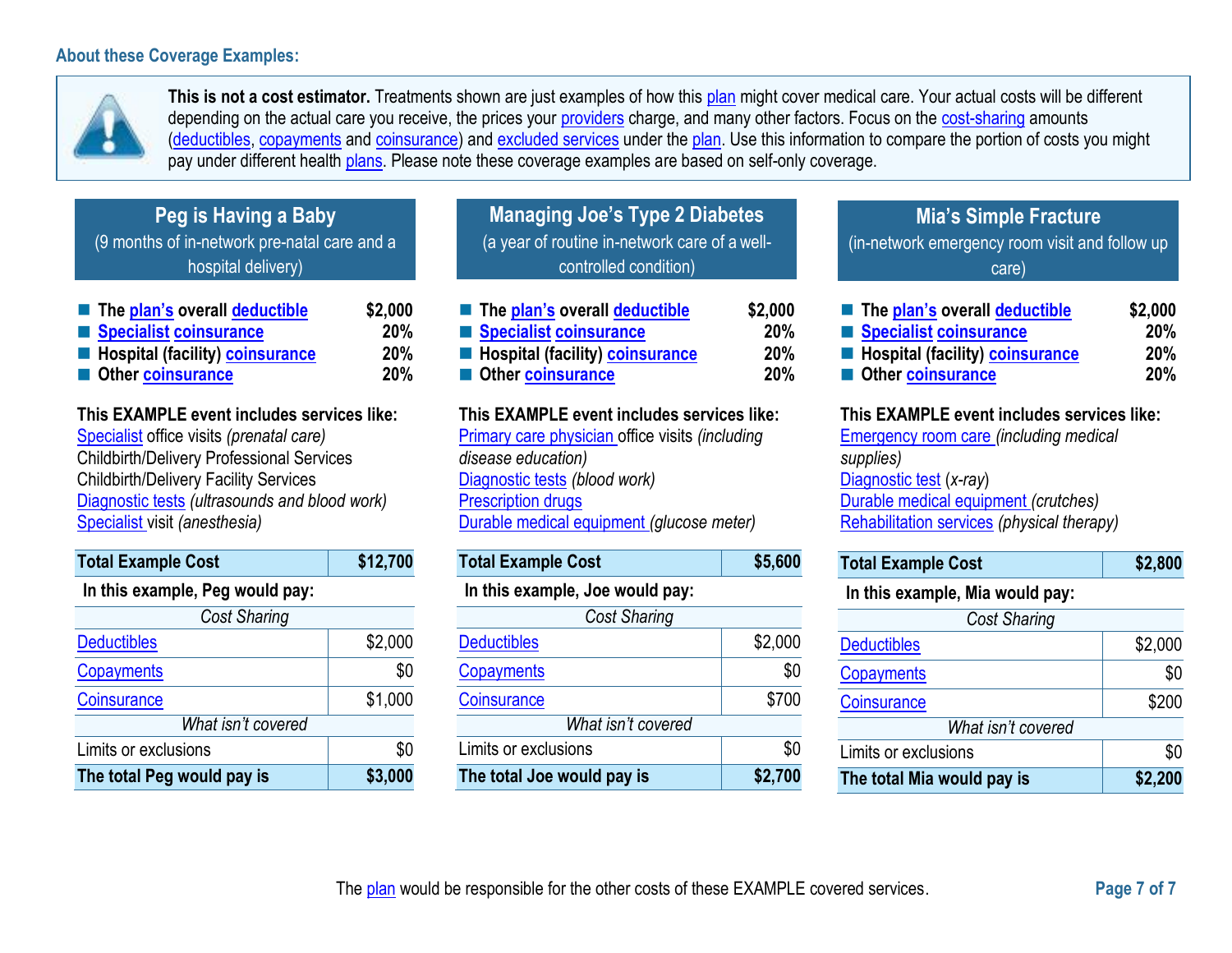## About these Coverage Examples:

**This is not a cost estimator.** Treatments shown are just examples of how this plan might cover medical care. Your actual costs will be different depending on the actual care you receive, the prices your providers charge, and many other factors. Focus on the cost-sharing amounts (deductibles, copayments and coinsurance) and excluded services under the plan. Use this information to compare the portion of costs you might pay under different health plans. Please note these coverage examples are based on self-only coverage.

### Peg is Having a Baby
(9 months of in-network pre-natal care and a hospital delivery)

- **The plan's overall deductible** **$2,000**
- **Specialist coinsurance** **20%**
- **Hospital (facility) coinsurance** **20%**
- **Other coinsurance** **20%**

**This EXAMPLE event includes services like:**
Specialist office visits *(prenatal care)*
Childbirth/Delivery Professional Services
Childbirth/Delivery Facility Services
Diagnostic tests *(ultrasounds and blood work)*
Specialist visit *(anesthesia)*

| **Total Example Cost** | **$12,700** |
|---|---|
| **In this example, Peg would pay:** | |
| *Cost Sharing* | |
| Deductibles | $2,000 |
| Copayments | $0 |
| Coinsurance | $1,000 |
| *What isn't covered* | |
| Limits or exclusions | $0 |
| **The total Peg would pay is** | **$3,000** |

### Managing Joe's Type 2 Diabetes
(a year of routine in-network care of a well-controlled condition)

- **The plan's overall deductible** **$2,000**
- **Specialist coinsurance** **20%**
- **Hospital (facility) coinsurance** **20%**
- **Other coinsurance** **20%**

**This EXAMPLE event includes services like:**
Primary care physician office visits *(including disease education)*
Diagnostic tests *(blood work)*
Prescription drugs
Durable medical equipment *(glucose meter)*

| **Total Example Cost** | **$5,600** |
|---|---|
| **In this example, Joe would pay:** | |
| *Cost Sharing* | |
| Deductibles | $2,000 |
| Copayments | $0 |
| Coinsurance | $700 |
| *What isn't covered* | |
| Limits or exclusions | $0 |
| **The total Joe would pay is** | **$2,700** |

### Mia's Simple Fracture
(in-network emergency room visit and follow up care)

- **The plan's overall deductible** **$2,000**
- **Specialist coinsurance** **20%**
- **Hospital (facility) coinsurance** **20%**
- **Other coinsurance** **20%**

**This EXAMPLE event includes services like:**
Emergency room care *(including medical supplies)*
Diagnostic test *(x-ray)*
Durable medical equipment *(crutches)*
Rehabilitation services *(physical therapy)*

| **Total Example Cost** | **$2,800** |
|---|---|
| **In this example, Mia would pay:** | |
| *Cost Sharing* | |
| Deductibles | $2,000 |
| Copayments | $0 |
| Coinsurance | $200 |
| *What isn't covered* | |
| Limits or exclusions | $0 |
| **The total Mia would pay is** | **$2,200** |

The plan would be responsible for the other costs of these EXAMPLE covered services.